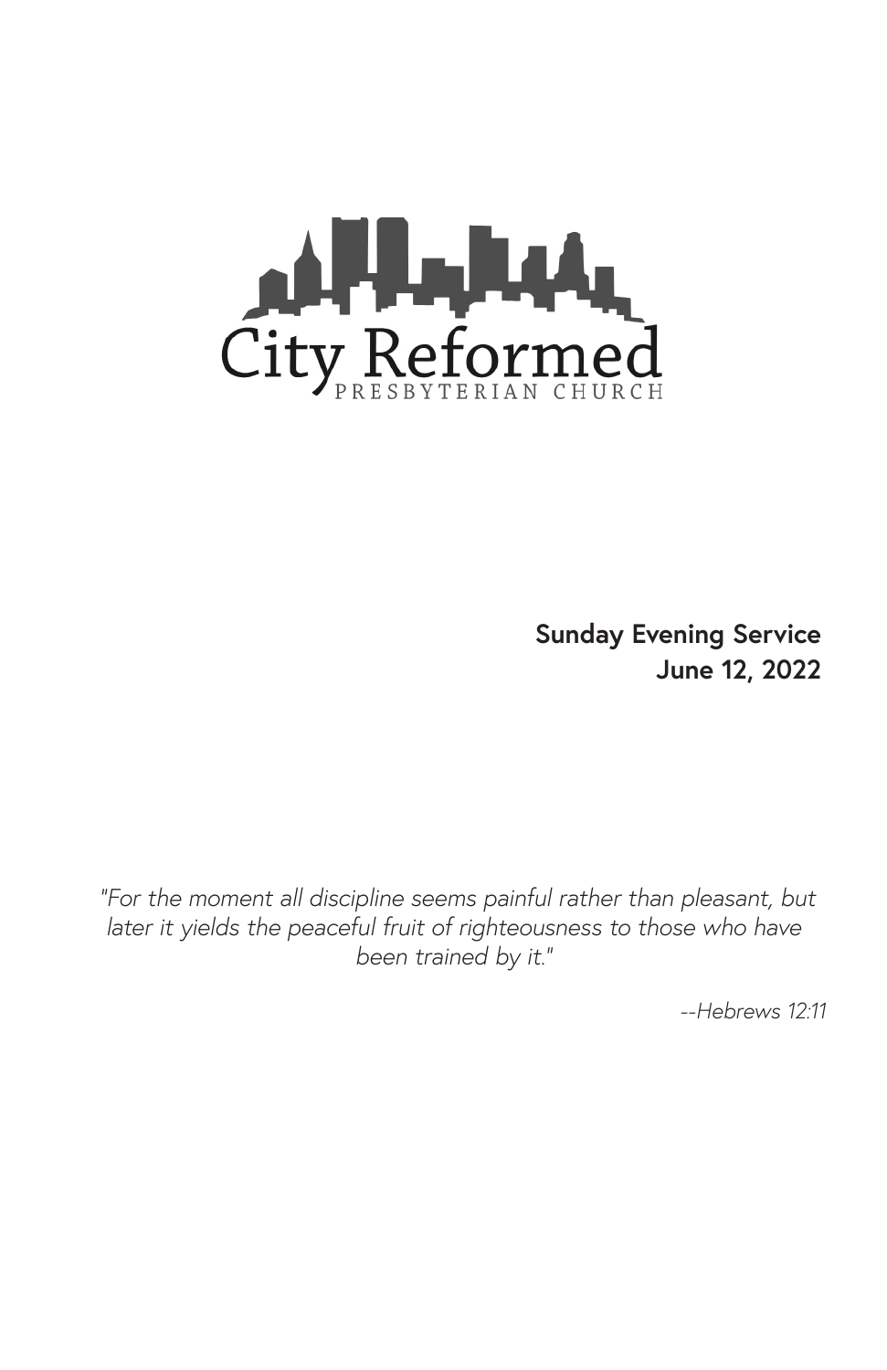City Reformed

PRESBYTERIAN CHURCH

**Sunday Evening Service**
**June 12, 2022**

*"For the moment all discipline seems painful rather than pleasant, but later it yields the peaceful fruit of righteousness to those who have been trained by it."*

*--Hebrews 12:11*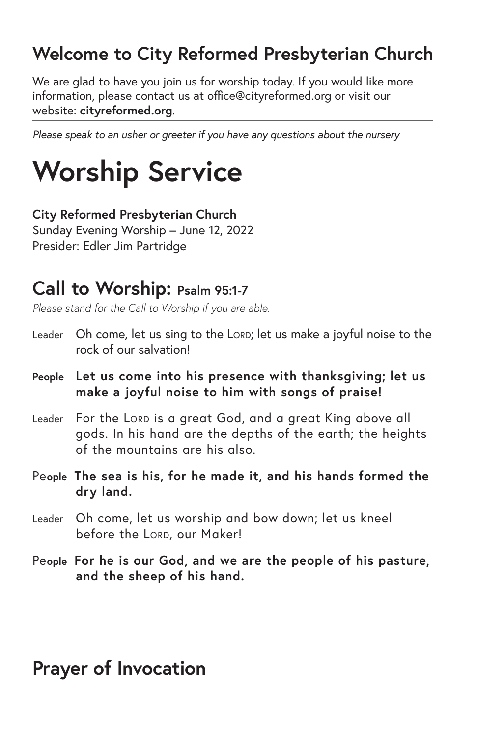## Welcome to City Reformed Presbyterian Church

We are glad to have you join us for worship today. If you would like more information, please contact us at office@cityreformed.org or visit our website: **cityreformed.org**.

---

*Please speak to an usher or greeter if you have any questions about the nursery*

# Worship Service

**City Reformed Presbyterian Church**
Sunday Evening Worship – June 12, 2022
Presider: Edler Jim Partridge

## Call to Worship: Psalm 95:1-7

*Please stand for the Call to Worship if you are able.*

Leader Oh come, let us sing to the Lord; let us make a joyful noise to the rock of our salvation!

**People Let us come into his presence with thanksgiving; let us make a joyful noise to him with songs of praise!**

Leader For the Lord is a great God, and a great King above all gods. In his hand are the depths of the earth; the heights of the mountains are his also.

**People The sea is his, for he made it, and his hands formed the dry land.**

Leader Oh come, let us worship and bow down; let us kneel before the Lord, our Maker!

**People For he is our God, and we are the people of his pasture, and the sheep of his hand.**

## Prayer of Invocation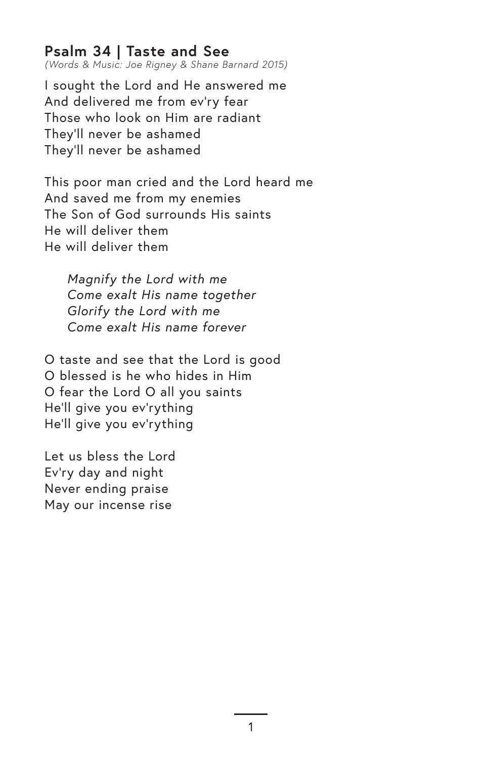## Psalm 34 | Taste and See

*(Words & Music: Joe Rigney & Shane Barnard 2015)*

I sought the Lord and He answered me
And delivered me from ev'ry fear
Those who look on Him are radiant
They'll never be ashamed
They'll never be ashamed

This poor man cried and the Lord heard me
And saved me from my enemies
The Son of God surrounds His saints
He will deliver them
He will deliver them

> *Magnify the Lord with me*
> *Come exalt His name together*
> *Glorify the Lord with me*
> *Come exalt His name forever*

O taste and see that the Lord is good
O blessed is he who hides in Him
O fear the Lord O all you saints
He'll give you ev'rything
He'll give you ev'rything

Let us bless the Lord
Ev'ry day and night
Never ending praise
May our incense rise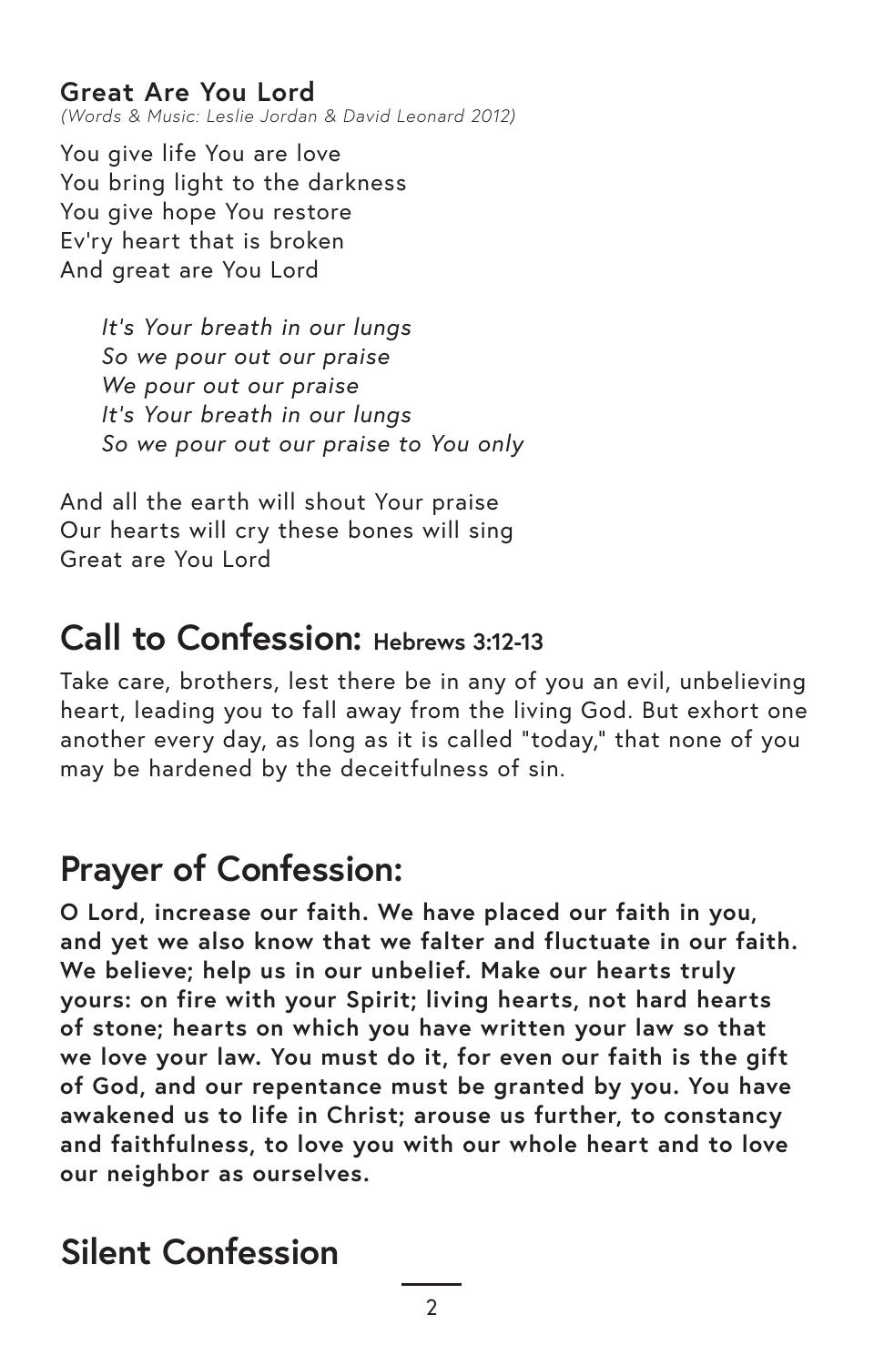### Great Are You Lord

*(Words & Music: Leslie Jordan & David Leonard 2012)*

You give life You are love
You bring light to the darkness
You give hope You restore
Ev'ry heart that is broken
And great are You Lord

*It's Your breath in our lungs*
*So we pour out our praise*
*We pour out our praise*
*It's Your breath in our lungs*
*So we pour out our praise to You only*

And all the earth will shout Your praise
Our hearts will cry these bones will sing
Great are You Lord

## Call to Confession: Hebrews 3:12-13

Take care, brothers, lest there be in any of you an evil, unbelieving heart, leading you to fall away from the living God. But exhort one another every day, as long as it is called "today," that none of you may be hardened by the deceitfulness of sin.

## Prayer of Confession:

**O Lord, increase our faith. We have placed our faith in you, and yet we also know that we falter and fluctuate in our faith. We believe; help us in our unbelief. Make our hearts truly yours: on fire with your Spirit; living hearts, not hard hearts of stone; hearts on which you have written your law so that we love your law. You must do it, for even our faith is the gift of God, and our repentance must be granted by you. You have awakened us to life in Christ; arouse us further, to constancy and faithfulness, to love you with our whole heart and to love our neighbor as ourselves.**

## Silent Confession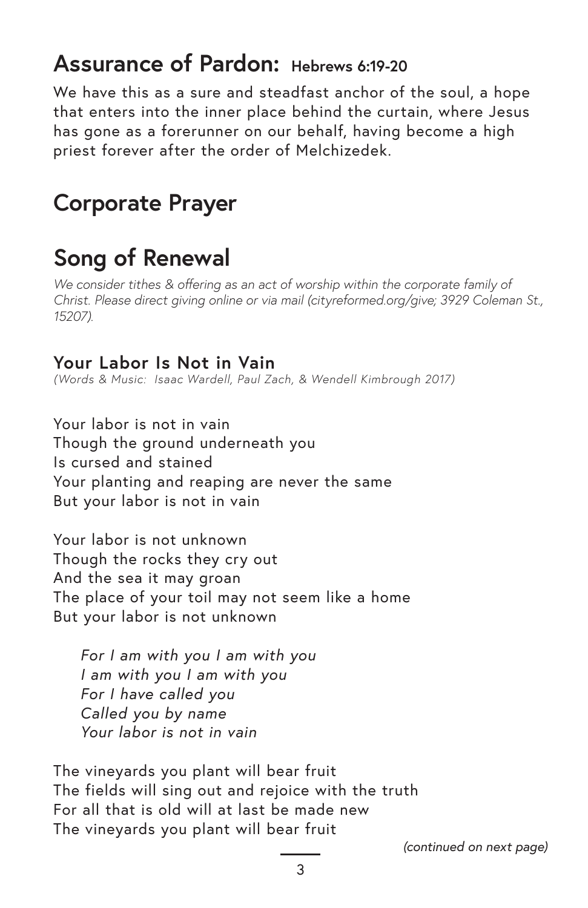## Assurance of Pardon: Hebrews 6:19-20

We have this as a sure and steadfast anchor of the soul, a hope that enters into the inner place behind the curtain, where Jesus has gone as a forerunner on our behalf, having become a high priest forever after the order of Melchizedek.

## Corporate Prayer

## Song of Renewal

*We consider tithes & offering as an act of worship within the corporate family of Christ. Please direct giving online or via mail (cityreformed.org/give; 3929 Coleman St., 15207).*

**Your Labor Is Not in Vain**
*(Words & Music: Isaac Wardell, Paul Zach, & Wendell Kimbrough 2017)*

Your labor is not in vain
Though the ground underneath you
Is cursed and stained
Your planting and reaping are never the same
But your labor is not in vain

Your labor is not unknown
Though the rocks they cry out
And the sea it may groan
The place of your toil may not seem like a home
But your labor is not unknown

*For I am with you I am with you*
*I am with you I am with you*
*For I have called you*
*Called you by name*
*Your labor is not in vain*

The vineyards you plant will bear fruit
The fields will sing out and rejoice with the truth
For all that is old will at last be made new
The vineyards you plant will bear fruit

*(continued on next page)*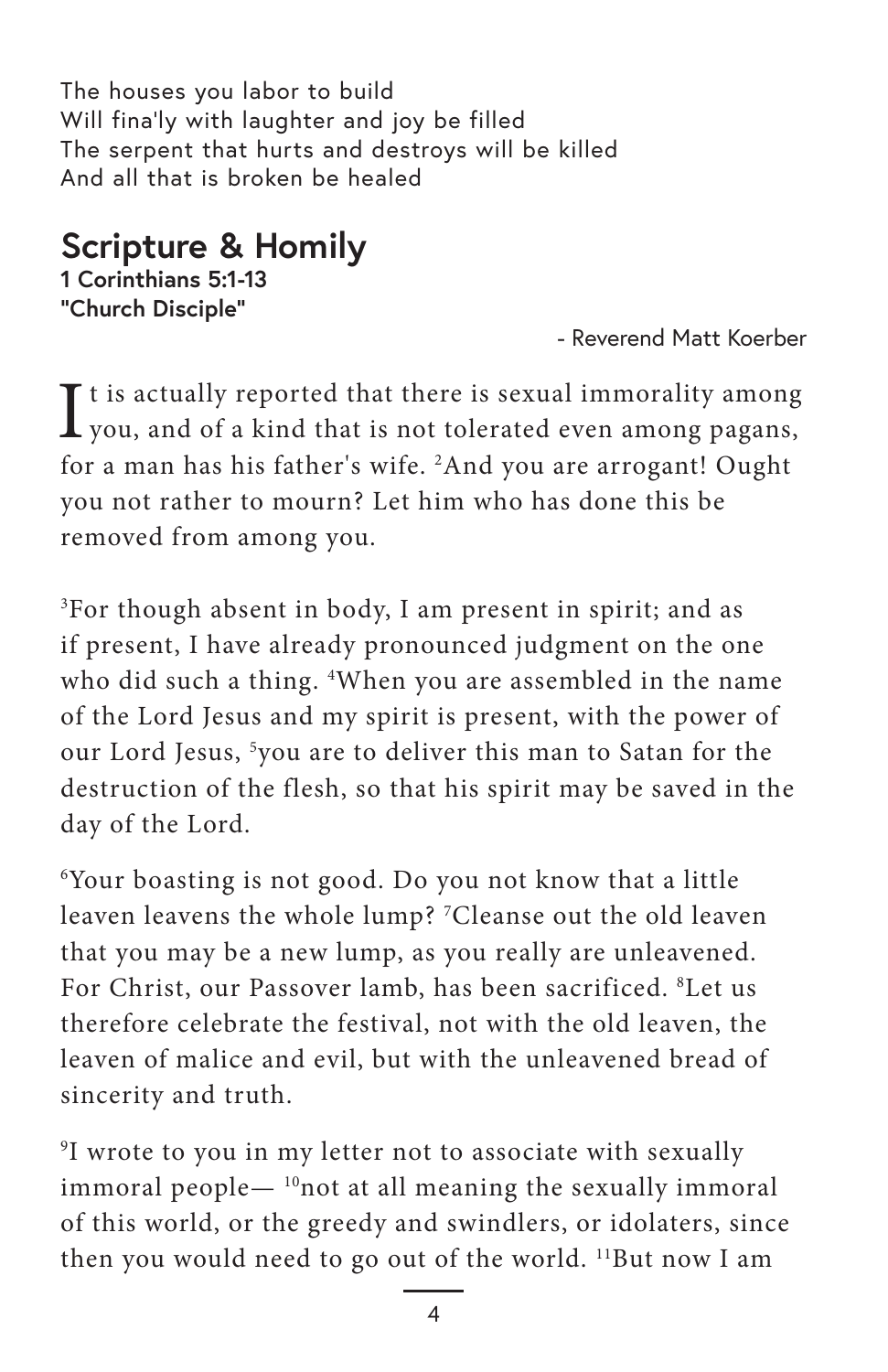The houses you labor to build
Will fina'ly with laughter and joy be filled
The serpent that hurts and destroys will be killed
And all that is broken be healed

## Scripture & Homily

**1 Corinthians 5:1-13**
**"Church Disciple"**

- Reverend Matt Koerber

It is actually reported that there is sexual immorality among you, and of a kind that is not tolerated even among pagans, for a man has his father's wife. [2]And you are arrogant! Ought you not rather to mourn? Let him who has done this be removed from among you.

[3]For though absent in body, I am present in spirit; and as if present, I have already pronounced judgment on the one who did such a thing. [4]When you are assembled in the name of the Lord Jesus and my spirit is present, with the power of our Lord Jesus, [5]you are to deliver this man to Satan for the destruction of the flesh, so that his spirit may be saved in the day of the Lord.

[6]Your boasting is not good. Do you not know that a little leaven leavens the whole lump? [7]Cleanse out the old leaven that you may be a new lump, as you really are unleavened. For Christ, our Passover lamb, has been sacrificed. [8]Let us therefore celebrate the festival, not with the old leaven, the leaven of malice and evil, but with the unleavened bread of sincerity and truth.

[9]I wrote to you in my letter not to associate with sexually immoral people— [10]not at all meaning the sexually immoral of this world, or the greedy and swindlers, or idolaters, since then you would need to go out of the world. [11]But now I am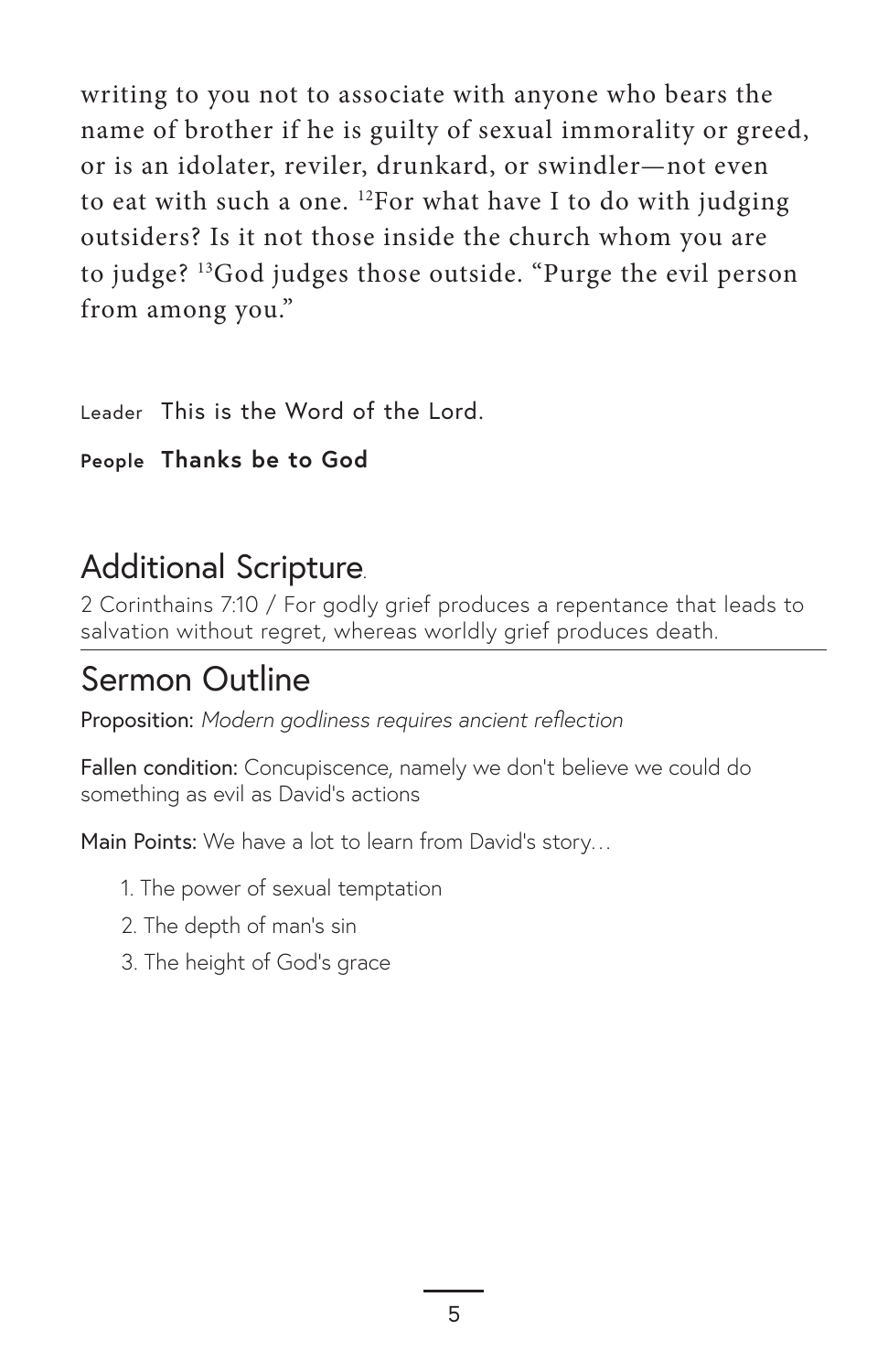writing to you not to associate with anyone who bears the name of brother if he is guilty of sexual immorality or greed, or is an idolater, reviler, drunkard, or swindler—not even to eat with such a one. [12]For what have I to do with judging outsiders? Is it not those inside the church whom you are to judge? [13]God judges those outside. "Purge the evil person from among you."

Leader This is the Word of the Lord.

**People Thanks be to God**

## Additional Scripture.

2 Corinthains 7:10 / For godly grief produces a repentance that leads to salvation without regret, whereas worldly grief produces death.

## Sermon Outline

Proposition: *Modern godliness requires ancient reflection*

Fallen condition: Concupiscence, namely we don't believe we could do something as evil as David's actions

Main Points: We have a lot to learn from David's story…

1. The power of sexual temptation
2. The depth of man's sin
3. The height of God's grace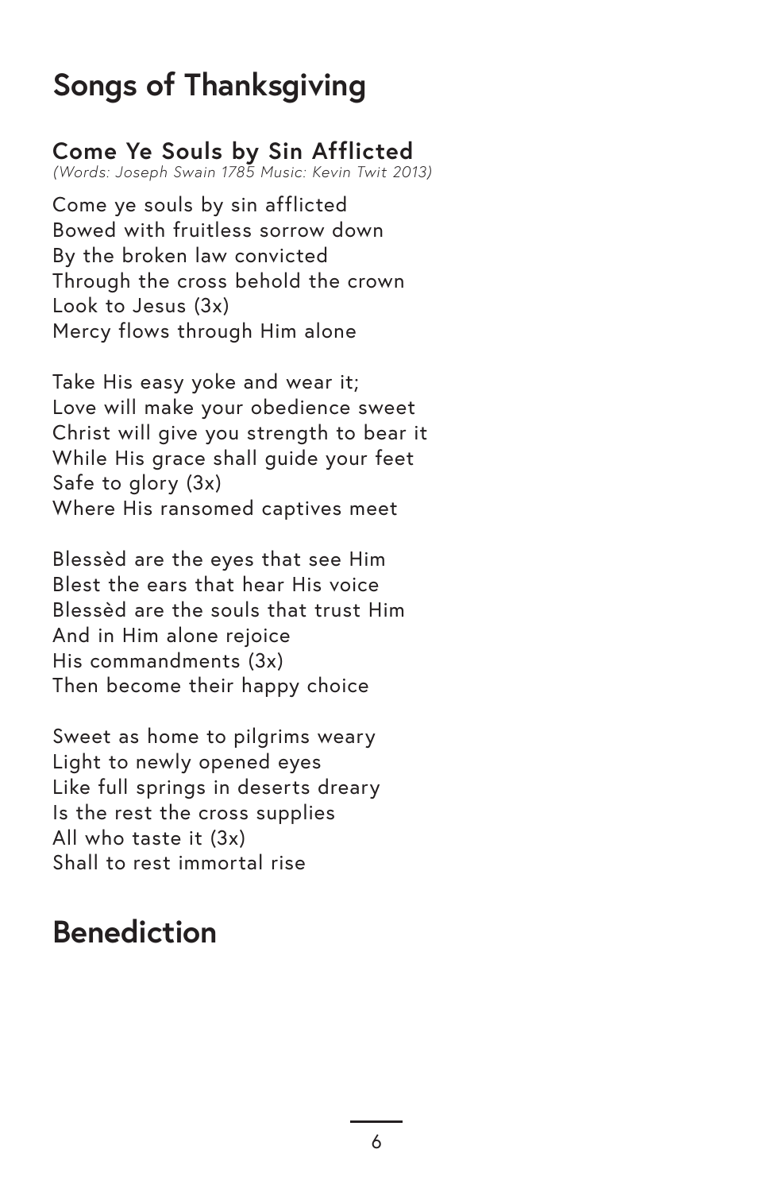# Songs of Thanksgiving

### Come Ye Souls by Sin Afflicted

*(Words: Joseph Swain 1785 Music: Kevin Twit 2013)*

Come ye souls by sin afflicted
Bowed with fruitless sorrow down
By the broken law convicted
Through the cross behold the crown
Look to Jesus (3x)
Mercy flows through Him alone

Take His easy yoke and wear it;
Love will make your obedience sweet
Christ will give you strength to bear it
While His grace shall guide your feet
Safe to glory (3x)
Where His ransomed captives meet

Blessèd are the eyes that see Him
Blest the ears that hear His voice
Blessèd are the souls that trust Him
And in Him alone rejoice
His commandments (3x)
Then become their happy choice

Sweet as home to pilgrims weary
Light to newly opened eyes
Like full springs in deserts dreary
Is the rest the cross supplies
All who taste it (3x)
Shall to rest immortal rise

# Benediction